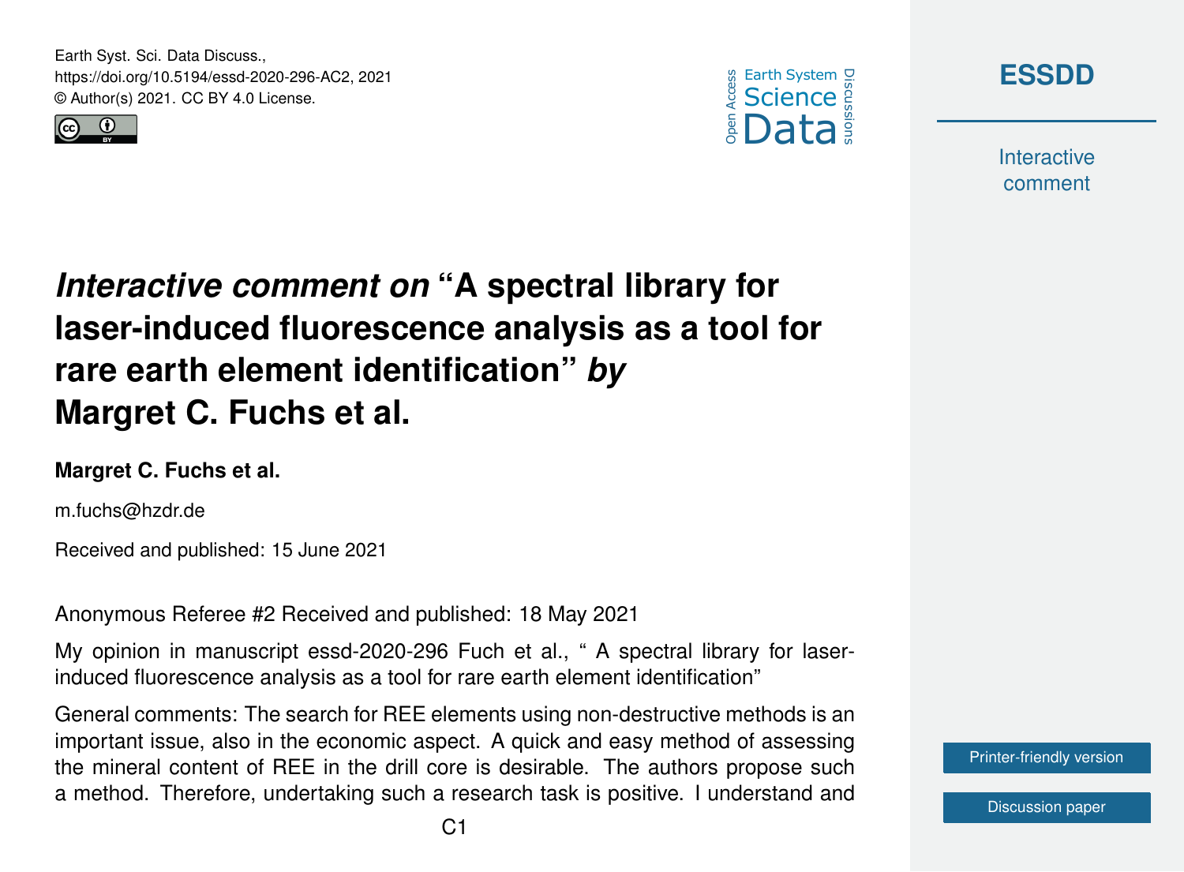# *Interactive comment on* "A spectral library for laser-induced fluorescence analysis as a tool for rare earth element identification" *by* Margret C. Fuchs et al.

**Margret C. Fuchs et al.**

m.fuchs@hzdr.de

Received and published: 15 June 2021

Anonymous Referee #2 Received and published: 18 May 2021

My opinion in manuscript essd-2020-296 Fuch et al., " A spectral library for laser-induced fluorescence analysis as a tool for rare earth element identification"

General comments: The search for REE elements using non-destructive methods is an important issue, also in the economic aspect. A quick and easy method of assessing the mineral content of REE in the drill core is desirable. The authors propose such a method. Therefore, undertaking such a research task is positive. I understand and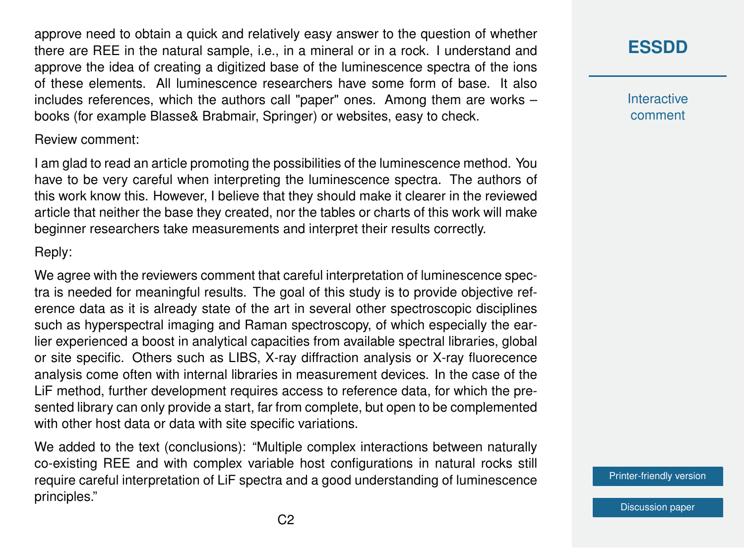approve need to obtain a quick and relatively easy answer to the question of whether there are REE in the natural sample, i.e., in a mineral or in a rock. I understand and approve the idea of creating a digitized base of the luminescence spectra of the ions of these elements. All luminescence researchers have some form of base. It also includes references, which the authors call "paper" ones. Among them are works – books (for example Blasse& Brabmair, Springer) or websites, easy to check.

Review comment:

I am glad to read an article promoting the possibilities of the luminescence method. You have to be very careful when interpreting the luminescence spectra. The authors of this work know this. However, I believe that they should make it clearer in the reviewed article that neither the base they created, nor the tables or charts of this work will make beginner researchers take measurements and interpret their results correctly.

Reply:

We agree with the reviewers comment that careful interpretation of luminescence spectra is needed for meaningful results. The goal of this study is to provide objective reference data as it is already state of the art in several other spectroscopic disciplines such as hyperspectral imaging and Raman spectroscopy, of which especially the earlier experienced a boost in analytical capacities from available spectral libraries, global or site specific. Others such as LIBS, X-ray diffraction analysis or X-ray fluorecence analysis come often with internal libraries in measurement devices. In the case of the LiF method, further development requires access to reference data, for which the presented library can only provide a start, far from complete, but open to be complemented with other host data or data with site specific variations.

We added to the text (conclusions): "Multiple complex interactions between naturally co-existing REE and with complex variable host configurations in natural rocks still require careful interpretation of LiF spectra and a good understanding of luminescence principles."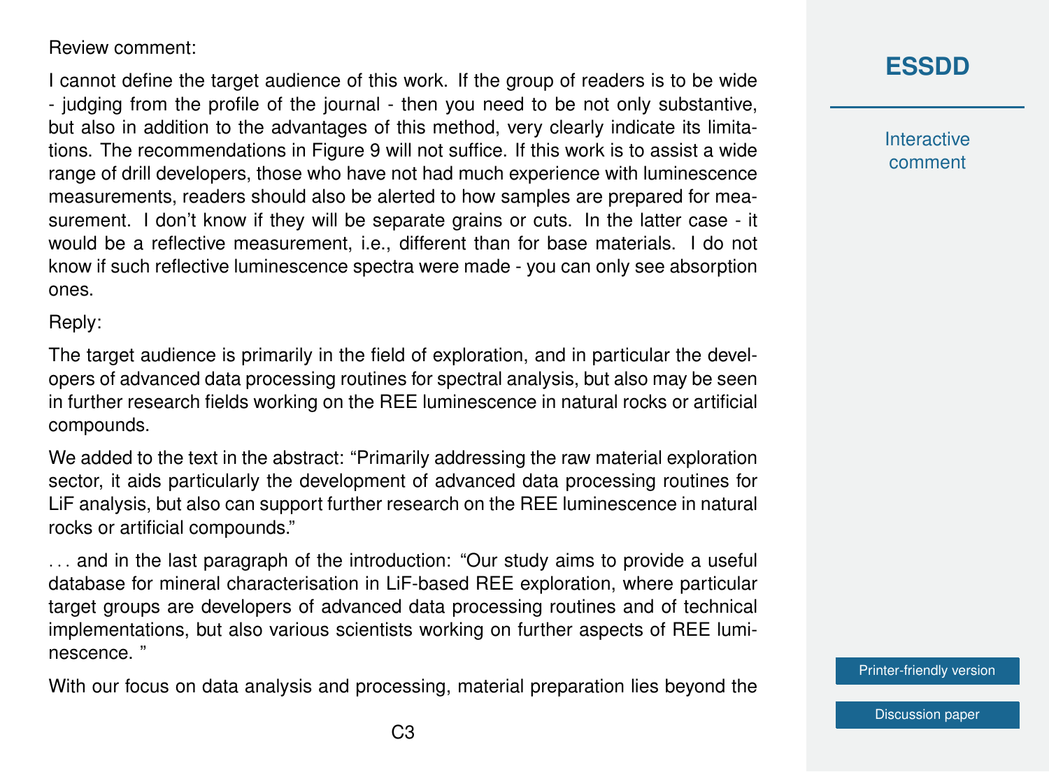Review comment:

I cannot define the target audience of this work. If the group of readers is to be wide - judging from the profile of the journal - then you need to be not only substantive, but also in addition to the advantages of this method, very clearly indicate its limitations. The recommendations in Figure 9 will not suffice. If this work is to assist a wide range of drill developers, those who have not had much experience with luminescence measurements, readers should also be alerted to how samples are prepared for measurement. I don't know if they will be separate grains or cuts. In the latter case - it would be a reflective measurement, i.e., different than for base materials. I do not know if such reflective luminescence spectra were made - you can only see absorption ones.

Reply:

The target audience is primarily in the field of exploration, and in particular the developers of advanced data processing routines for spectral analysis, but also may be seen in further research fields working on the REE luminescence in natural rocks or artificial compounds.

We added to the text in the abstract: "Primarily addressing the raw material exploration sector, it aids particularly the development of advanced data processing routines for LiF analysis, but also can support further research on the REE luminescence in natural rocks or artificial compounds."

. . . and in the last paragraph of the introduction: "Our study aims to provide a useful database for mineral characterisation in LiF-based REE exploration, where particular target groups are developers of advanced data processing routines and of technical implementations, but also various scientists working on further aspects of REE luminescence. "

With our focus on data analysis and processing, material preparation lies beyond the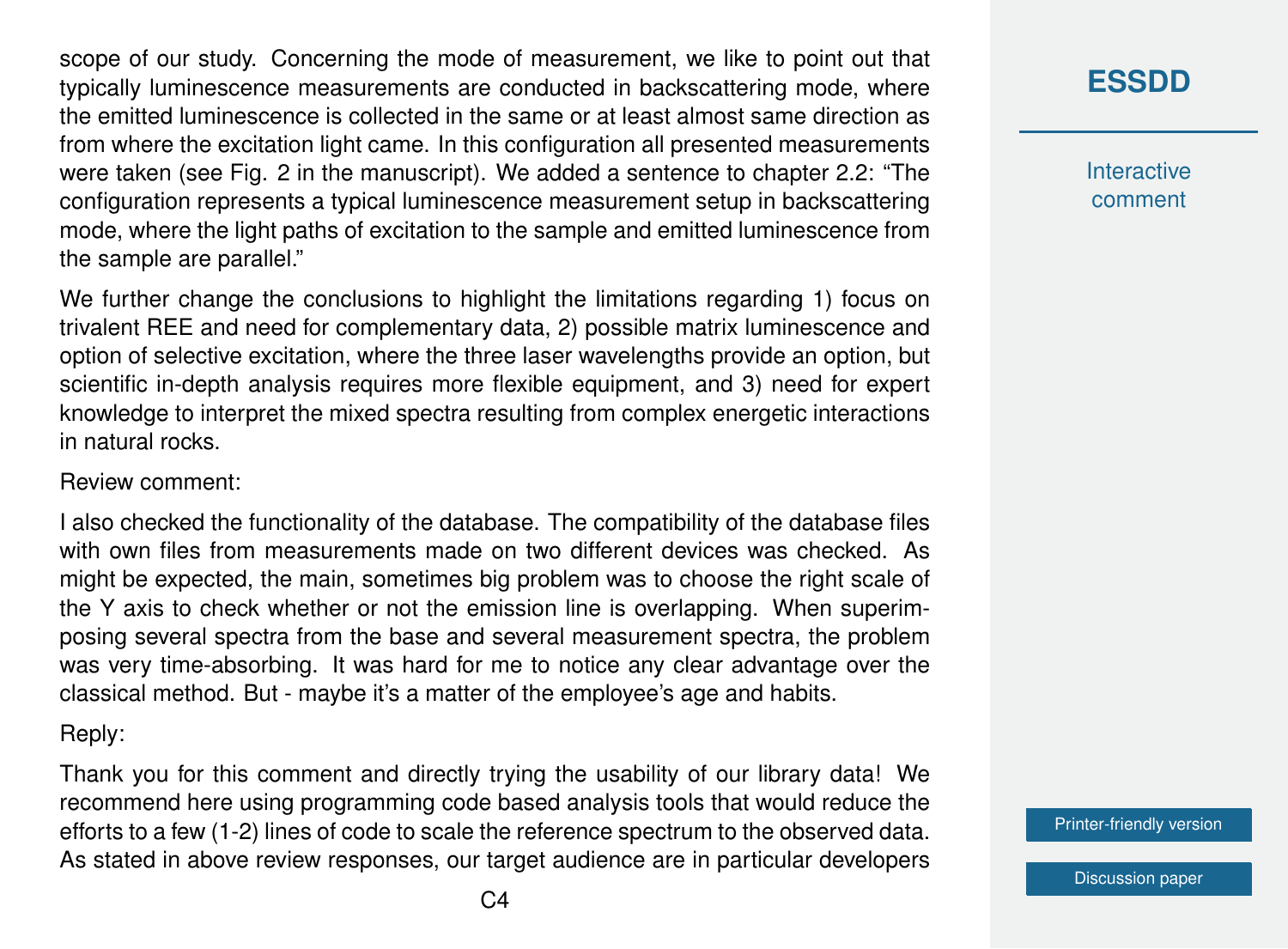scope of our study. Concerning the mode of measurement, we like to point out that typically luminescence measurements are conducted in backscattering mode, where the emitted luminescence is collected in the same or at least almost same direction as from where the excitation light came. In this configuration all presented measurements were taken (see Fig. 2 in the manuscript). We added a sentence to chapter 2.2: "The configuration represents a typical luminescence measurement setup in backscattering mode, where the light paths of excitation to the sample and emitted luminescence from the sample are parallel."

We further change the conclusions to highlight the limitations regarding 1) focus on trivalent REE and need for complementary data, 2) possible matrix luminescence and option of selective excitation, where the three laser wavelengths provide an option, but scientific in-depth analysis requires more flexible equipment, and 3) need for expert knowledge to interpret the mixed spectra resulting from complex energetic interactions in natural rocks.

Review comment:

I also checked the functionality of the database. The compatibility of the database files with own files from measurements made on two different devices was checked. As might be expected, the main, sometimes big problem was to choose the right scale of the Y axis to check whether or not the emission line is overlapping. When superimposing several spectra from the base and several measurement spectra, the problem was very time-absorbing. It was hard for me to notice any clear advantage over the classical method. But - maybe it's a matter of the employee's age and habits.

Reply:

Thank you for this comment and directly trying the usability of our library data! We recommend here using programming code based analysis tools that would reduce the efforts to a few (1-2) lines of code to scale the reference spectrum to the observed data. As stated in above review responses, our target audience are in particular developers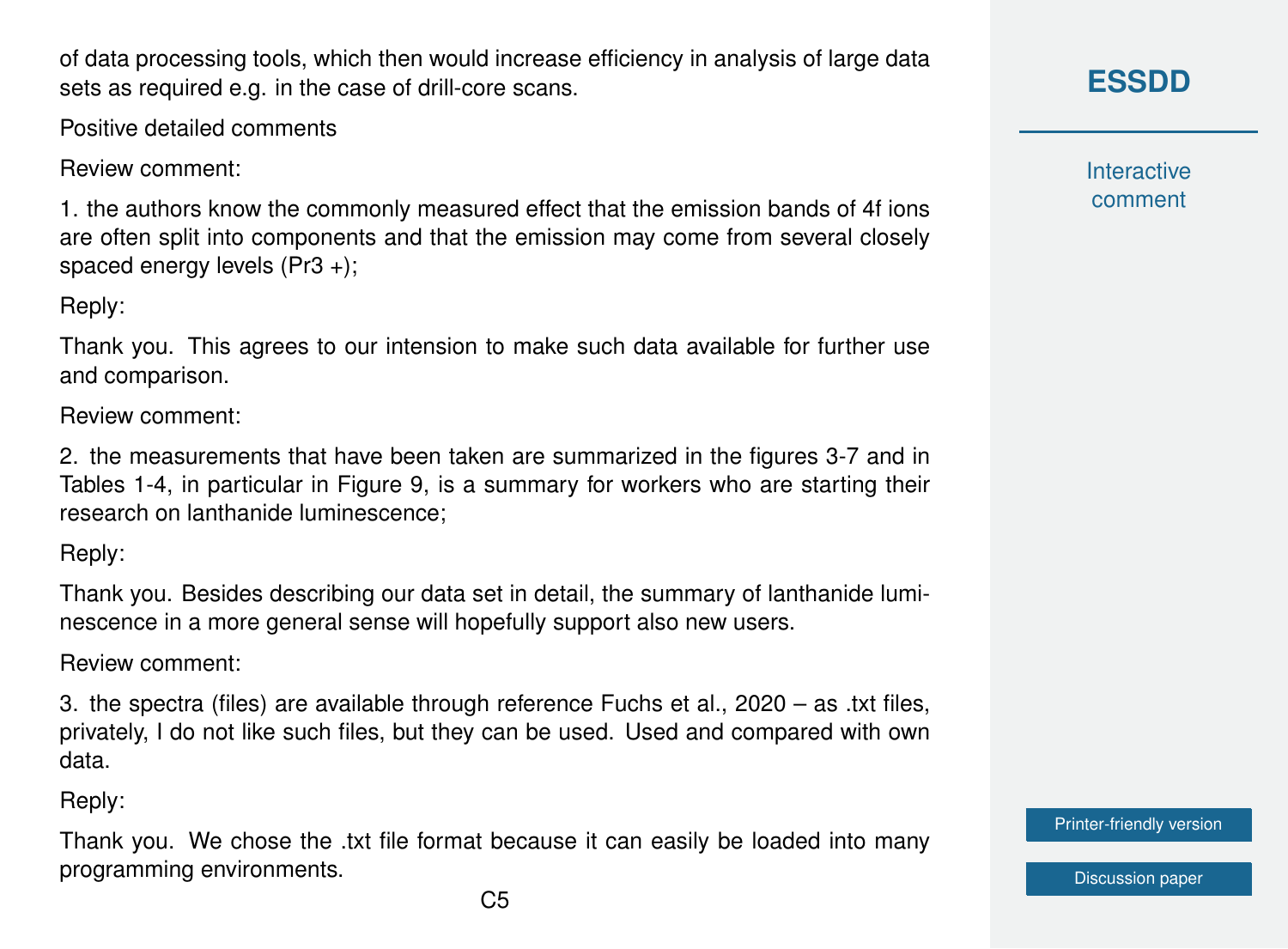of data processing tools, which then would increase efficiency in analysis of large data sets as required e.g. in the case of drill-core scans.

Positive detailed comments

Review comment:

1. the authors know the commonly measured effect that the emission bands of 4f ions are often split into components and that the emission may come from several closely spaced energy levels ($Pr^{3+}$);

Reply:

Thank you. This agrees to our intension to make such data available for further use and comparison.

Review comment:

2. the measurements that have been taken are summarized in the figures 3-7 and in Tables 1-4, in particular in Figure 9, is a summary for workers who are starting their research on lanthanide luminescence;

Reply:

Thank you. Besides describing our data set in detail, the summary of lanthanide luminescence in a more general sense will hopefully support also new users.

Review comment:

3. the spectra (files) are available through reference Fuchs et al., 2020 – as .txt files, privately, I do not like such files, but they can be used. Used and compared with own data.

Reply:

Thank you. We chose the .txt file format because it can easily be loaded into many programming environments.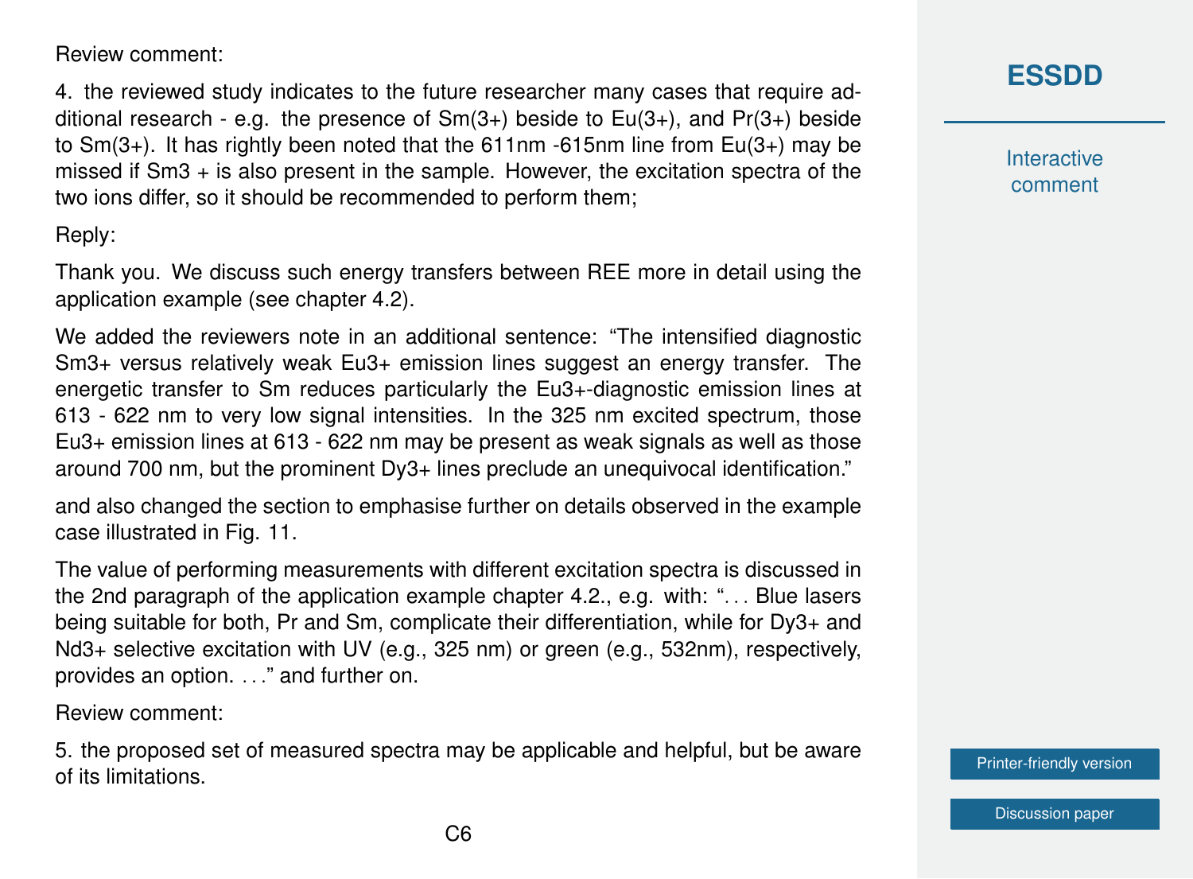Review comment:

4. the reviewed study indicates to the future researcher many cases that require additional research - e.g. the presence of Sm(3+) beside to Eu(3+), and Pr(3+) beside to Sm(3+). It has rightly been noted that the 611nm -615nm line from Eu(3+) may be missed if $Sm^{3+}$ is also present in the sample. However, the excitation spectra of the two ions differ, so it should be recommended to perform them;

Reply:

Thank you. We discuss such energy transfers between REE more in detail using the application example (see chapter 4.2).

We added the reviewers note in an additional sentence: "The intensified diagnostic $Sm^{3+}$ versus relatively weak $Eu^{3+}$ emission lines suggest an energy transfer. The energetic transfer to Sm reduces particularly the $Eu^{3+}$-diagnostic emission lines at 613 - 622 nm to very low signal intensities. In the 325 nm excited spectrum, those $Eu^{3+}$ emission lines at 613 - 622 nm may be present as weak signals as well as those around 700 nm, but the prominent $Dy^{3+}$ lines preclude an unequivocal identification."

and also changed the section to emphasise further on details observed in the example case illustrated in Fig. 11.

The value of performing measurements with different excitation spectra is discussed in the 2nd paragraph of the application example chapter 4.2., e.g. with: "... Blue lasers being suitable for both, Pr and Sm, complicate their differentiation, while for $Dy^{3+}$ and $Nd^{3+}$ selective excitation with UV (e.g., 325 nm) or green (e.g., 532nm), respectively, provides an option. ..." and further on.

Review comment:

5. the proposed set of measured spectra may be applicable and helpful, but be aware of its limitations.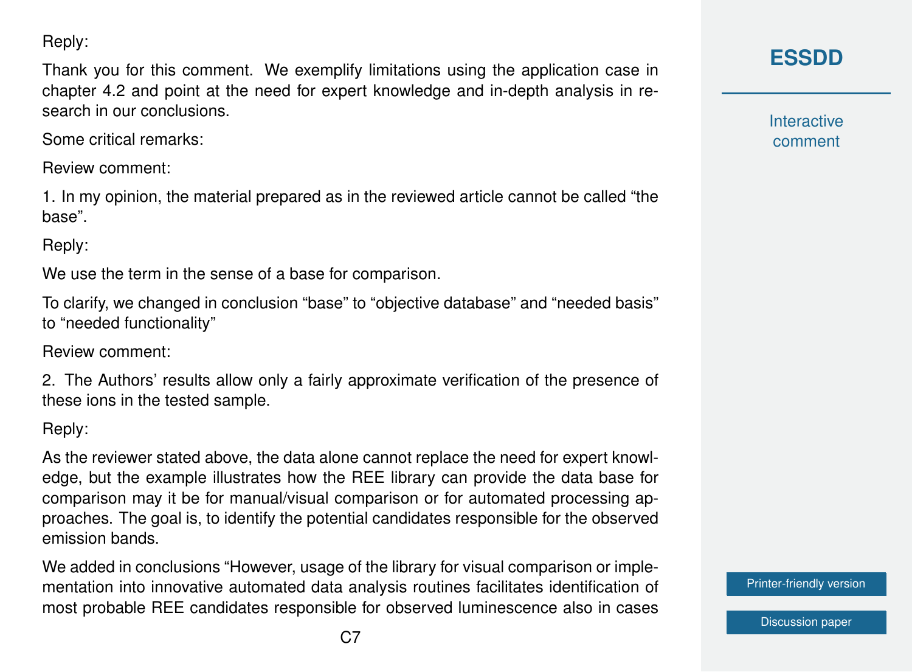Reply:

Thank you for this comment. We exemplify limitations using the application case in chapter 4.2 and point at the need for expert knowledge and in-depth analysis in research in our conclusions.

Some critical remarks:

Review comment:

1. In my opinion, the material prepared as in the reviewed article cannot be called “the base”.

Reply:

We use the term in the sense of a base for comparison.

To clarify, we changed in conclusion “base” to “objective database” and “needed basis” to “needed functionality”

Review comment:

2. The Authors’ results allow only a fairly approximate verification of the presence of these ions in the tested sample.

Reply:

As the reviewer stated above, the data alone cannot replace the need for expert knowledge, but the example illustrates how the REE library can provide the data base for comparison may it be for manual/visual comparison or for automated processing approaches. The goal is, to identify the potential candidates responsible for the observed emission bands.

We added in conclusions “However, usage of the library for visual comparison or implementation into innovative automated data analysis routines facilitates identification of most probable REE candidates responsible for observed luminescence also in cases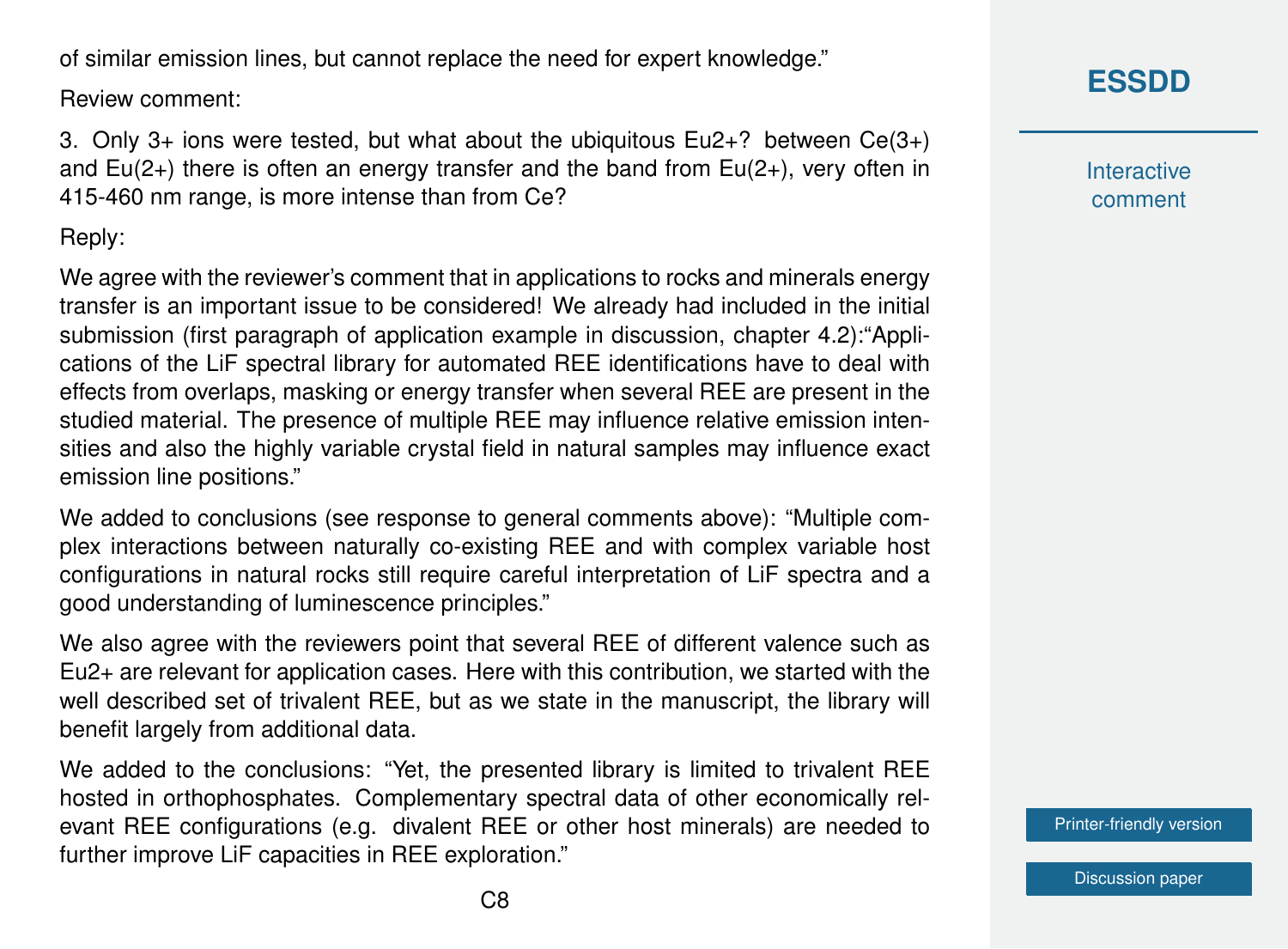of similar emission lines, but cannot replace the need for expert knowledge."

Review comment:

3. Only 3+ ions were tested, but what about the ubiquitous $Eu^{2+}$? between Ce(3+) and Eu(2+) there is often an energy transfer and the band from Eu(2+), very often in 415-460 nm range, is more intense than from Ce?

Reply:

We agree with the reviewer's comment that in applications to rocks and minerals energy transfer is an important issue to be considered! We already had included in the initial submission (first paragraph of application example in discussion, chapter 4.2):"Applications of the LiF spectral library for automated REE identifications have to deal with effects from overlaps, masking or energy transfer when several REE are present in the studied material. The presence of multiple REE may influence relative emission intensities and also the highly variable crystal field in natural samples may influence exact emission line positions."

We added to conclusions (see response to general comments above): "Multiple complex interactions between naturally co-existing REE and with complex variable host configurations in natural rocks still require careful interpretation of LiF spectra and a good understanding of luminescence principles."

We also agree with the reviewers point that several REE of different valence such as $Eu^{2+}$ are relevant for application cases. Here with this contribution, we started with the well described set of trivalent REE, but as we state in the manuscript, the library will benefit largely from additional data.

We added to the conclusions: "Yet, the presented library is limited to trivalent REE hosted in orthophosphates. Complementary spectral data of other economically relevant REE configurations (e.g. divalent REE or other host minerals) are needed to further improve LiF capacities in REE exploration."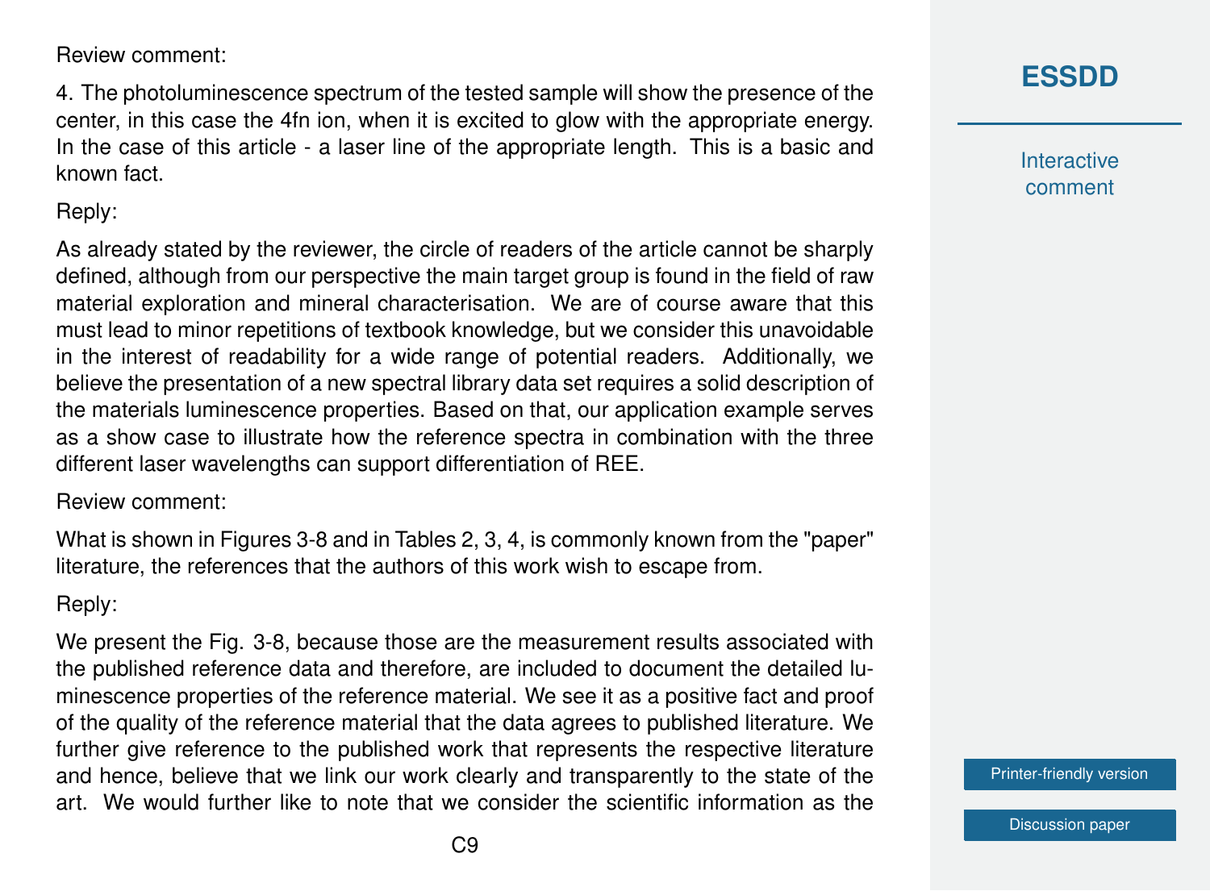Review comment:

4. The photoluminescence spectrum of the tested sample will show the presence of the center, in this case the 4fn ion, when it is excited to glow with the appropriate energy. In the case of this article - a laser line of the appropriate length. This is a basic and known fact.

Reply:

As already stated by the reviewer, the circle of readers of the article cannot be sharply defined, although from our perspective the main target group is found in the field of raw material exploration and mineral characterisation. We are of course aware that this must lead to minor repetitions of textbook knowledge, but we consider this unavoidable in the interest of readability for a wide range of potential readers. Additionally, we believe the presentation of a new spectral library data set requires a solid description of the materials luminescence properties. Based on that, our application example serves as a show case to illustrate how the reference spectra in combination with the three different laser wavelengths can support differentiation of REE.

Review comment:

What is shown in Figures 3-8 and in Tables 2, 3, 4, is commonly known from the "paper" literature, the references that the authors of this work wish to escape from.

Reply:

We present the Fig. 3-8, because those are the measurement results associated with the published reference data and therefore, are included to document the detailed luminescence properties of the reference material. We see it as a positive fact and proof of the quality of the reference material that the data agrees to published literature. We further give reference to the published work that represents the respective literature and hence, believe that we link our work clearly and transparently to the state of the art. We would further like to note that we consider the scientific information as the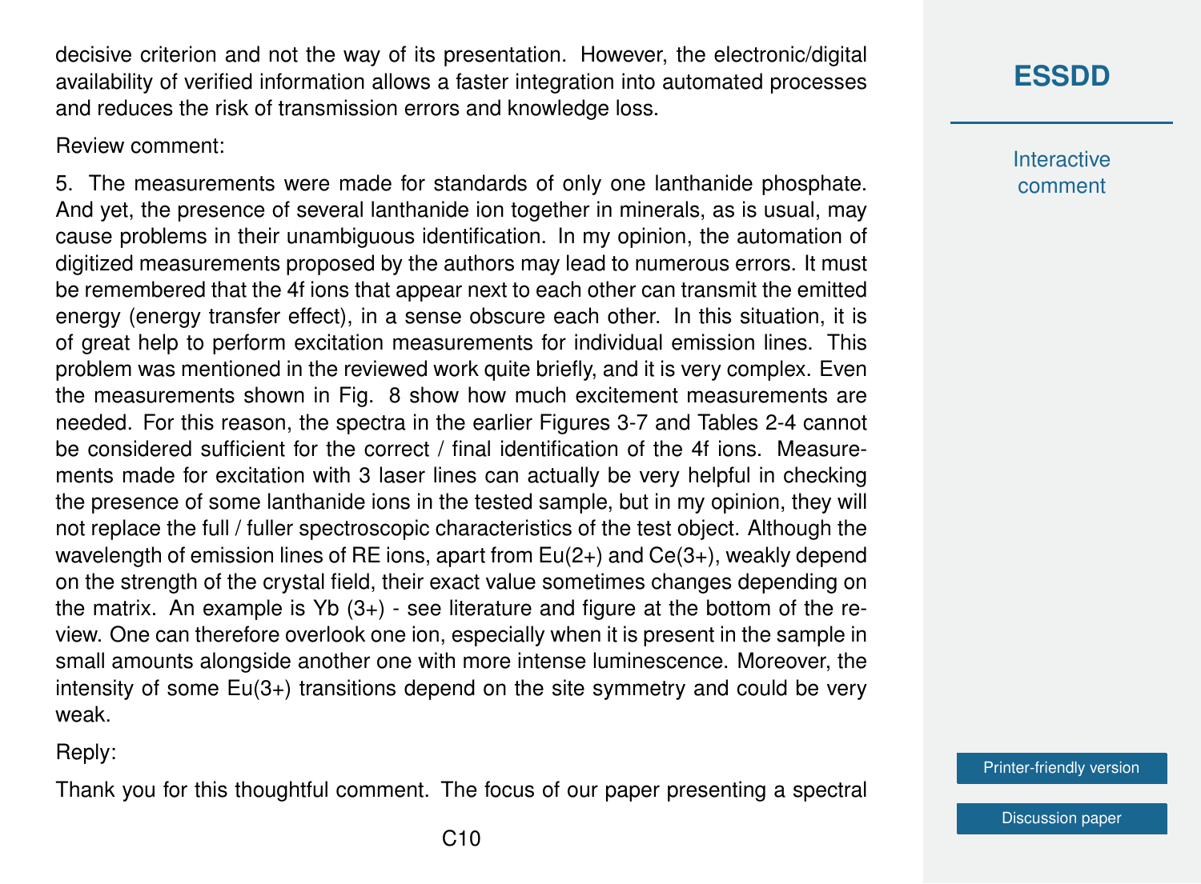decisive criterion and not the way of its presentation. However, the electronic/digital availability of verified information allows a faster integration into automated processes and reduces the risk of transmission errors and knowledge loss.

Review comment:

5. The measurements were made for standards of only one lanthanide phosphate. And yet, the presence of several lanthanide ion together in minerals, as is usual, may cause problems in their unambiguous identification. In my opinion, the automation of digitized measurements proposed by the authors may lead to numerous errors. It must be remembered that the 4f ions that appear next to each other can transmit the emitted energy (energy transfer effect), in a sense obscure each other. In this situation, it is of great help to perform excitation measurements for individual emission lines. This problem was mentioned in the reviewed work quite briefly, and it is very complex. Even the measurements shown in Fig. 8 show how much excitement measurements are needed. For this reason, the spectra in the earlier Figures 3-7 and Tables 2-4 cannot be considered sufficient for the correct / final identification of the 4f ions. Measurements made for excitation with 3 laser lines can actually be very helpful in checking the presence of some lanthanide ions in the tested sample, but in my opinion, they will not replace the full / fuller spectroscopic characteristics of the test object. Although the wavelength of emission lines of RE ions, apart from $Eu^{2+}$ and $Ce^{3+}$, weakly depend on the strength of the crystal field, their exact value sometimes changes depending on the matrix. An example is $Yb^{3+}$ - see literature and figure at the bottom of the review. One can therefore overlook one ion, especially when it is present in the sample in small amounts alongside another one with more intense luminescence. Moreover, the intensity of some $Eu^{3+}$ transitions depend on the site symmetry and could be very weak.

Reply:

Thank you for this thoughtful comment. The focus of our paper presenting a spectral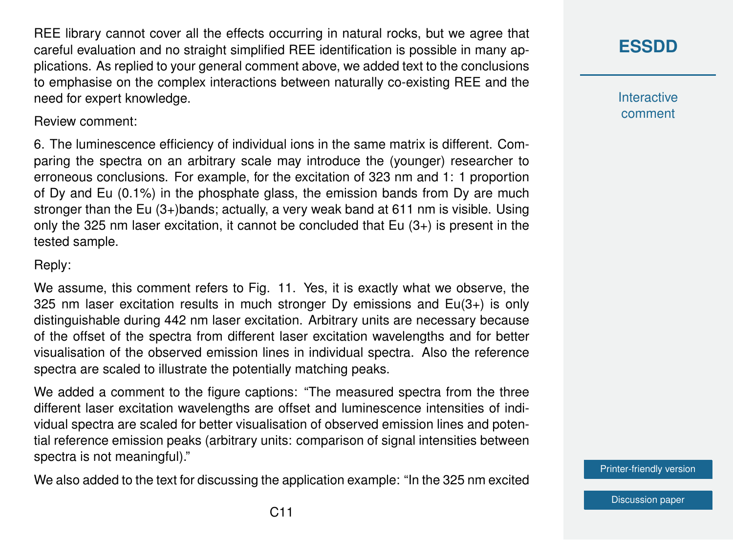REE library cannot cover all the effects occurring in natural rocks, but we agree that careful evaluation and no straight simplified REE identification is possible in many applications. As replied to your general comment above, we added text to the conclusions to emphasise on the complex interactions between naturally co-existing REE and the need for expert knowledge.

Review comment:

6. The luminescence efficiency of individual ions in the same matrix is different. Comparing the spectra on an arbitrary scale may introduce the (younger) researcher to erroneous conclusions. For example, for the excitation of 323 nm and 1: 1 proportion of Dy and Eu (0.1%) in the phosphate glass, the emission bands from Dy are much stronger than the Eu (3+)bands; actually, a very weak band at 611 nm is visible. Using only the 325 nm laser excitation, it cannot be concluded that Eu (3+) is present in the tested sample.

Reply:

We assume, this comment refers to Fig. 11. Yes, it is exactly what we observe, the 325 nm laser excitation results in much stronger Dy emissions and Eu(3+) is only distinguishable during 442 nm laser excitation. Arbitrary units are necessary because of the offset of the spectra from different laser excitation wavelengths and for better visualisation of the observed emission lines in individual spectra. Also the reference spectra are scaled to illustrate the potentially matching peaks.

We added a comment to the figure captions: "The measured spectra from the three different laser excitation wavelengths are offset and luminescence intensities of individual spectra are scaled for better visualisation of observed emission lines and potential reference emission peaks (arbitrary units: comparison of signal intensities between spectra is not meaningful)."

We also added to the text for discussing the application example: "In the 325 nm excited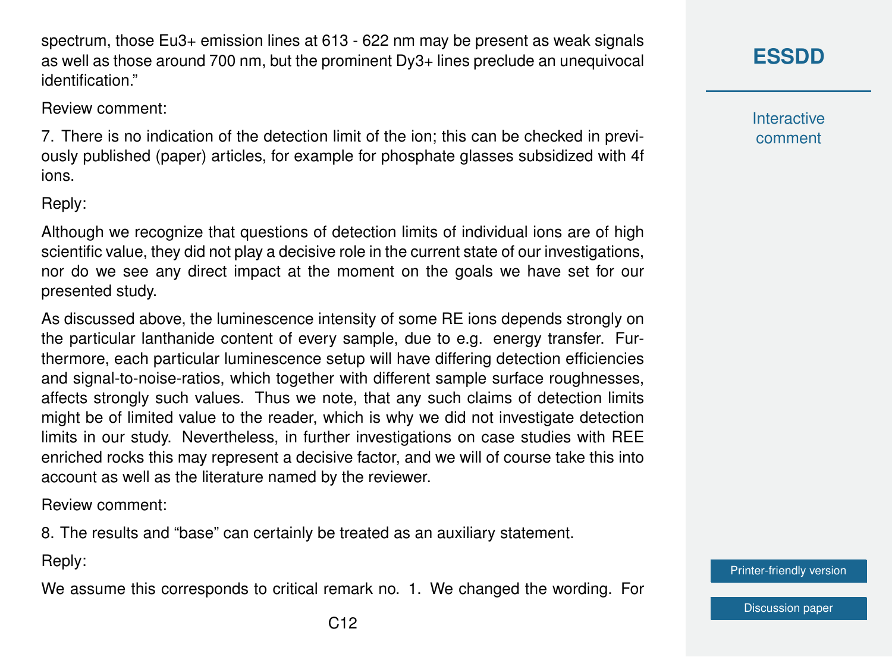spectrum, those Eu3+ emission lines at 613 - 622 nm may be present as weak signals as well as those around 700 nm, but the prominent Dy3+ lines preclude an unequivocal identification."

Review comment:

7. There is no indication of the detection limit of the ion; this can be checked in previously published (paper) articles, for example for phosphate glasses subsidized with 4f ions.

Reply:

Although we recognize that questions of detection limits of individual ions are of high scientific value, they did not play a decisive role in the current state of our investigations, nor do we see any direct impact at the moment on the goals we have set for our presented study.

As discussed above, the luminescence intensity of some RE ions depends strongly on the particular lanthanide content of every sample, due to e.g. energy transfer. Furthermore, each particular luminescence setup will have differing detection efficiencies and signal-to-noise-ratios, which together with different sample surface roughnesses, affects strongly such values. Thus we note, that any such claims of detection limits might be of limited value to the reader, which is why we did not investigate detection limits in our study. Nevertheless, in further investigations on case studies with REE enriched rocks this may represent a decisive factor, and we will of course take this into account as well as the literature named by the reviewer.

Review comment:

8. The results and "base" can certainly be treated as an auxiliary statement.

Reply:

We assume this corresponds to critical remark no. 1. We changed the wording. For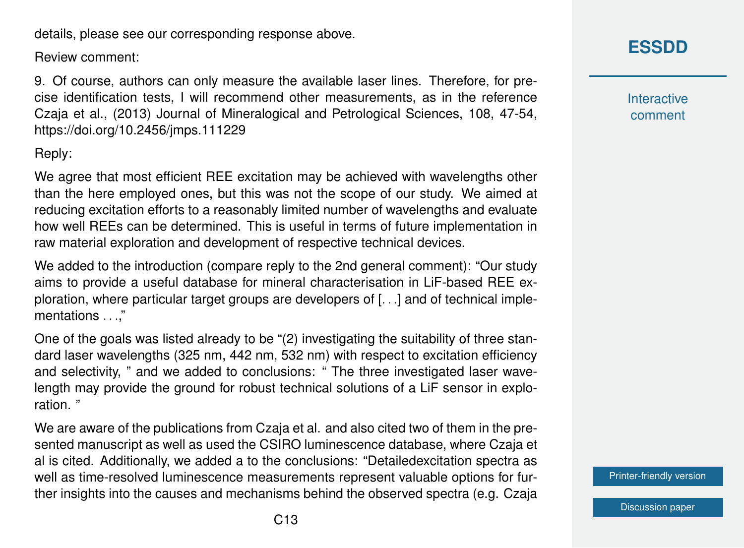details, please see our corresponding response above.

Review comment:

9. Of course, authors can only measure the available laser lines. Therefore, for precise identification tests, I will recommend other measurements, as in the reference Czaja et al., (2013) Journal of Mineralogical and Petrological Sciences, 108, 47-54, https://doi.org/10.2456/jmps.111229

Reply:

We agree that most efficient REE excitation may be achieved with wavelengths other than the here employed ones, but this was not the scope of our study. We aimed at reducing excitation efforts to a reasonably limited number of wavelengths and evaluate how well REEs can be determined. This is useful in terms of future implementation in raw material exploration and development of respective technical devices.

We added to the introduction (compare reply to the 2nd general comment): "Our study aims to provide a useful database for mineral characterisation in LiF-based REE exploration, where particular target groups are developers of [. . .] and of technical implementations . . .,"

One of the goals was listed already to be "(2) investigating the suitability of three standard laser wavelengths (325 nm, 442 nm, 532 nm) with respect to excitation efficiency and selectivity, " and we added to conclusions: " The three investigated laser wavelength may provide the ground for robust technical solutions of a LiF sensor in exploration. "

We are aware of the publications from Czaja et al. and also cited two of them in the presented manuscript as well as used the CSIRO luminescence database, where Czaja et al is cited. Additionally, we added a to the conclusions: "Detailedexcitation spectra as well as time-resolved luminescence measurements represent valuable options for further insights into the causes and mechanisms behind the observed spectra (e.g. Czaja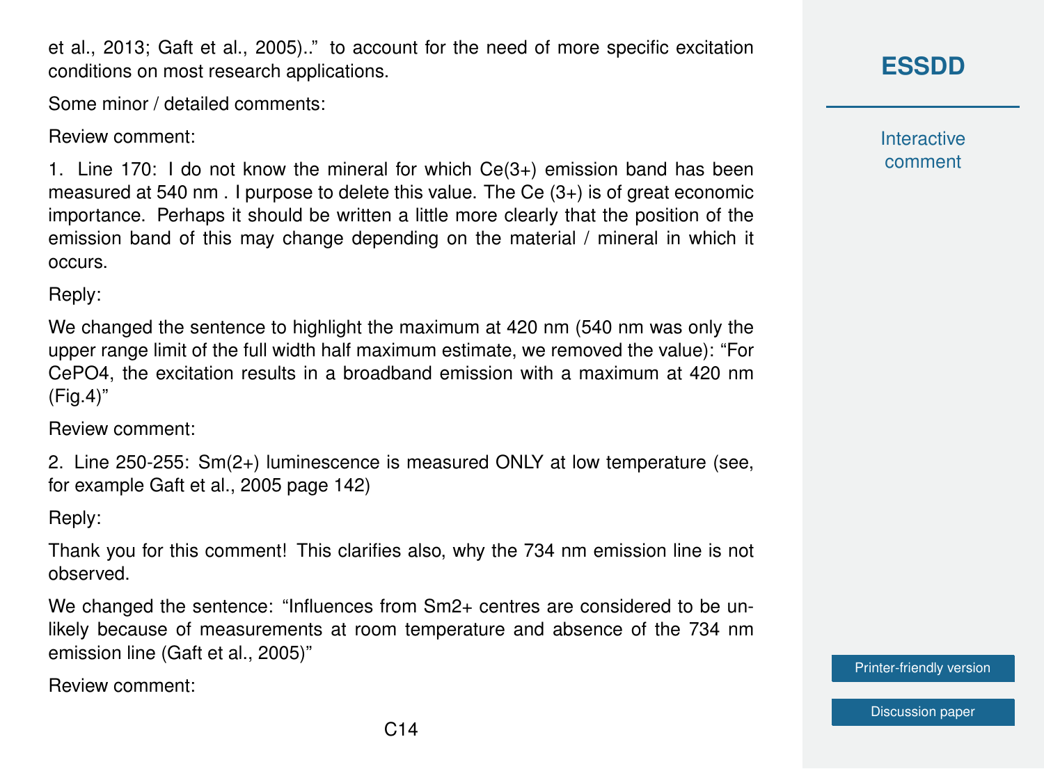et al., 2013; Gaft et al., 2005)..” to account for the need of more specific excitation conditions on most research applications.

Some minor / detailed comments:

Review comment:

1. Line 170: I do not know the mineral for which $Ce(3+)$ emission band has been measured at 540 nm . I purpose to delete this value. The $Ce(3+)$ is of great economic importance. Perhaps it should be written a little more clearly that the position of the emission band of this may change depending on the material / mineral in which it occurs.

Reply:

We changed the sentence to highlight the maximum at 420 nm (540 nm was only the upper range limit of the full width half maximum estimate, we removed the value): “For $CePO_4$, the excitation results in a broadband emission with a maximum at 420 nm (Fig.4)”

Review comment:

2. Line 250-255: $Sm(2+)$ luminescence is measured ONLY at low temperature (see, for example Gaft et al., 2005 page 142)

Reply:

Thank you for this comment! This clarifies also, why the 734 nm emission line is not observed.

We changed the sentence: “Influences from $Sm^{2+}$ centres are considered to be unlikely because of measurements at room temperature and absence of the 734 nm emission line (Gaft et al., 2005)”

Review comment: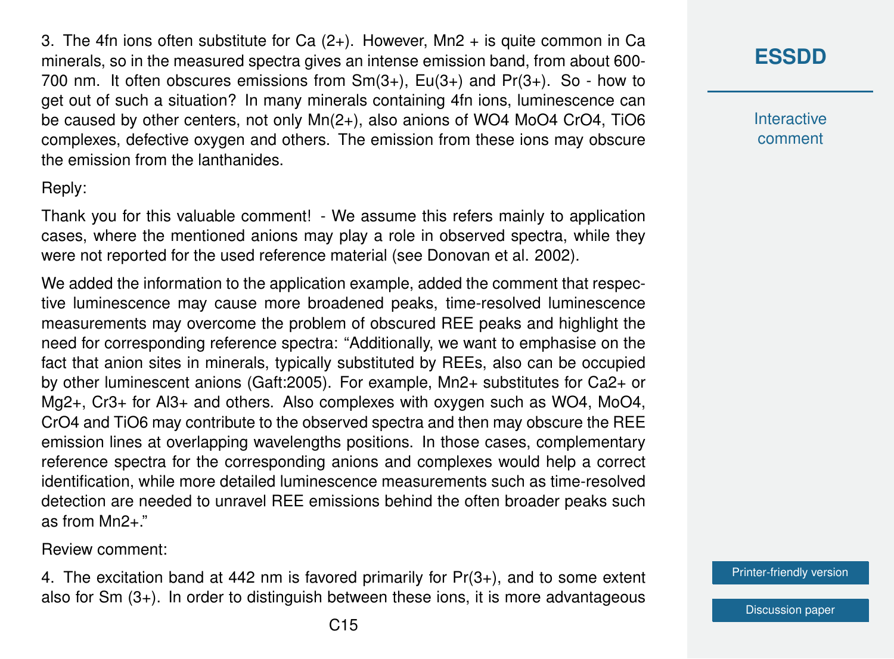3. The 4fn ions often substitute for Ca (2+). However, Mn2 + is quite common in Ca minerals, so in the measured spectra gives an intense emission band, from about 600-700 nm. It often obscures emissions from Sm(3+), Eu(3+) and Pr(3+). So - how to get out of such a situation? In many minerals containing 4fn ions, luminescence can be caused by other centers, not only Mn(2+), also anions of WO4 MoO4 CrO4, TiO6 complexes, defective oxygen and others. The emission from these ions may obscure the emission from the lanthanides.

Reply:

Thank you for this valuable comment! - We assume this refers mainly to application cases, where the mentioned anions may play a role in observed spectra, while they were not reported for the used reference material (see Donovan et al. 2002).

We added the information to the application example, added the comment that respective luminescence may cause more broadened peaks, time-resolved luminescence measurements may overcome the problem of obscured REE peaks and highlight the need for corresponding reference spectra: "Additionally, we want to emphasise on the fact that anion sites in minerals, typically substituted by REEs, also can be occupied by other luminescent anions (Gaft:2005). For example, Mn2+ substitutes for Ca2+ or Mg2+, Cr3+ for Al3+ and others. Also complexes with oxygen such as WO4, MoO4, CrO4 and TiO6 may contribute to the observed spectra and then may obscure the REE emission lines at overlapping wavelengths positions. In those cases, complementary reference spectra for the corresponding anions and complexes would help a correct identification, while more detailed luminescence measurements such as time-resolved detection are needed to unravel REE emissions behind the often broader peaks such as from Mn2+."

Review comment:

4. The excitation band at 442 nm is favored primarily for Pr(3+), and to some extent also for Sm (3+). In order to distinguish between these ions, it is more advantageous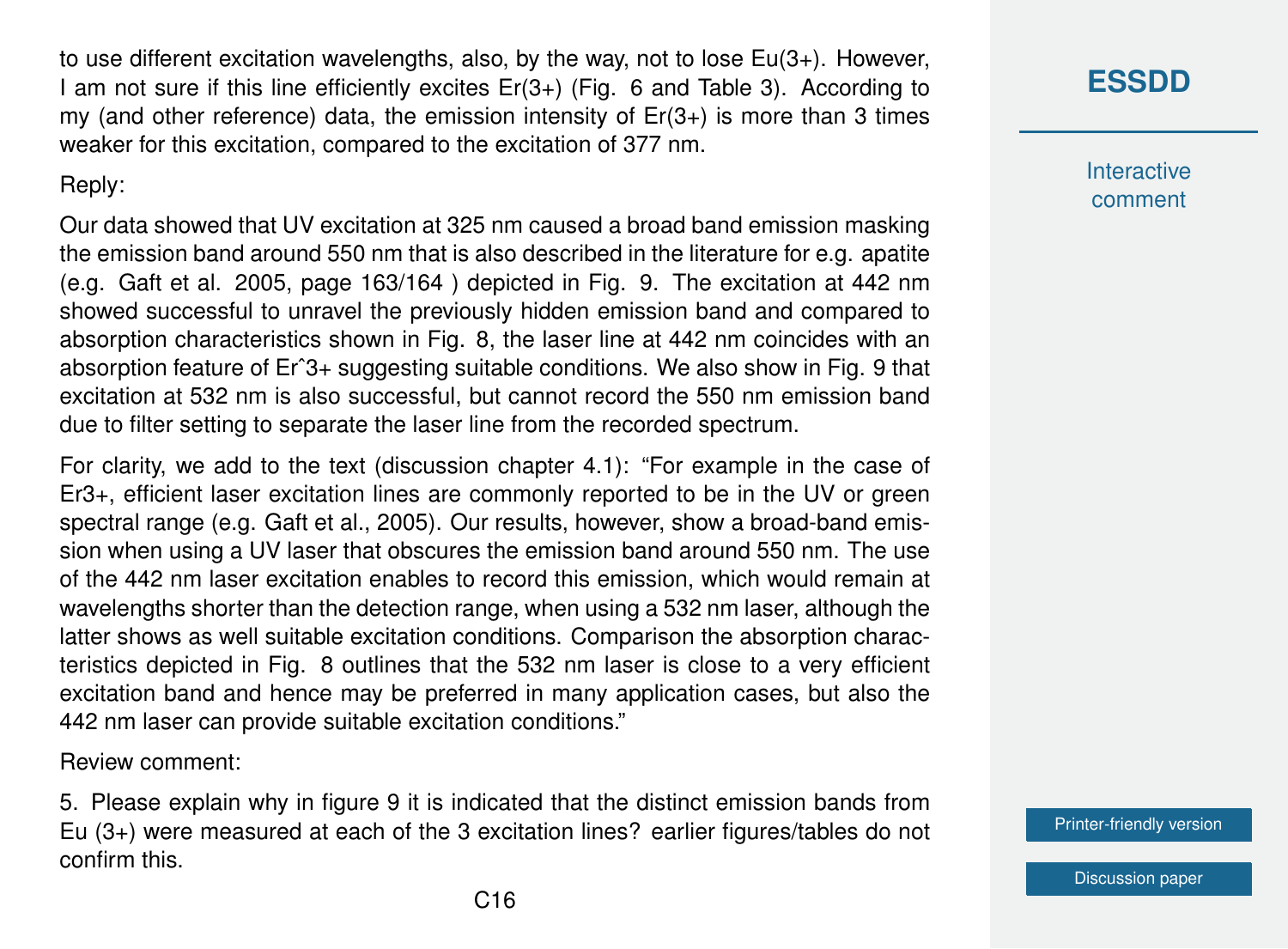to use different excitation wavelengths, also, by the way, not to lose Eu(3+). However, I am not sure if this line efficiently excites Er(3+) (Fig. 6 and Table 3). According to my (and other reference) data, the emission intensity of Er(3+) is more than 3 times weaker for this excitation, compared to the excitation of 377 nm.

Reply:

Our data showed that UV excitation at 325 nm caused a broad band emission masking the emission band around 550 nm that is also described in the literature for e.g. apatite (e.g. Gaft et al. 2005, page 163/164 ) depicted in Fig. 9. The excitation at 442 nm showed successful to unravel the previously hidden emission band and compared to absorption characteristics shown in Fig. 8, the laser line at 442 nm coincides with an absorption feature of Erˆ3+ suggesting suitable conditions. We also show in Fig. 9 that excitation at 532 nm is also successful, but cannot record the 550 nm emission band due to filter setting to separate the laser line from the recorded spectrum.

For clarity, we add to the text (discussion chapter 4.1): "For example in the case of Er3+, efficient laser excitation lines are commonly reported to be in the UV or green spectral range (e.g. Gaft et al., 2005). Our results, however, show a broad-band emission when using a UV laser that obscures the emission band around 550 nm. The use of the 442 nm laser excitation enables to record this emission, which would remain at wavelengths shorter than the detection range, when using a 532 nm laser, although the latter shows as well suitable excitation conditions. Comparison the absorption characteristics depicted in Fig. 8 outlines that the 532 nm laser is close to a very efficient excitation band and hence may be preferred in many application cases, but also the 442 nm laser can provide suitable excitation conditions."

Review comment:

5. Please explain why in figure 9 it is indicated that the distinct emission bands from Eu (3+) were measured at each of the 3 excitation lines? earlier figures/tables do not confirm this.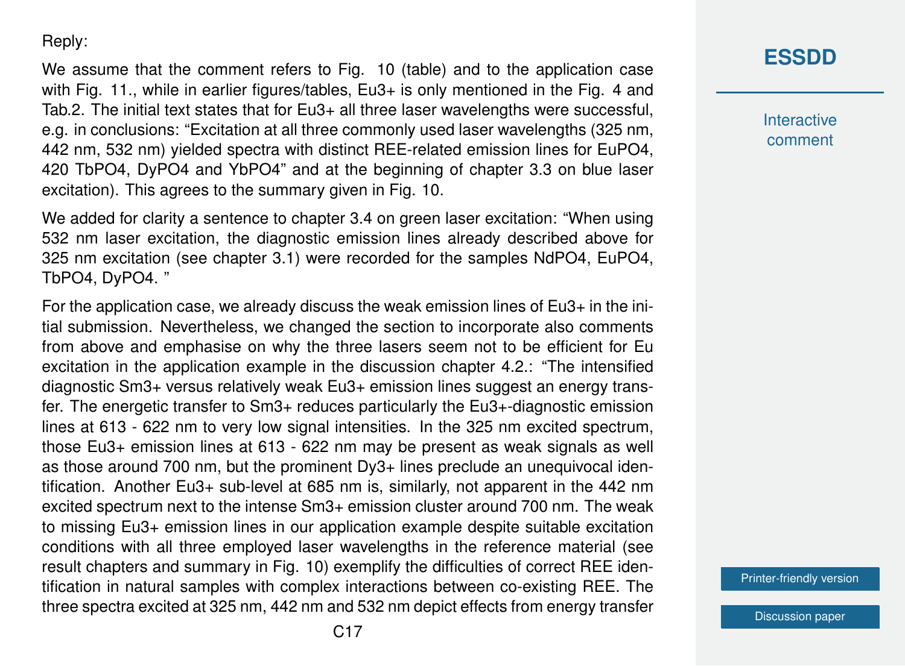Reply:

We assume that the comment refers to Fig. 10 (table) and to the application case with Fig. 11., while in earlier figures/tables, $Eu^{3+}$ is only mentioned in the Fig. 4 and Tab.2. The initial text states that for $Eu^{3+}$ all three laser wavelengths were successful, e.g. in conclusions: "Excitation at all three commonly used laser wavelengths (325 nm, 442 nm, 532 nm) yielded spectra with distinct REE-related emission lines for $EuPO_4$, 420 $TbPO_4$, $DyPO_4$ and $YbPO_4$" and at the beginning of chapter 3.3 on blue laser excitation). This agrees to the summary given in Fig. 10.

We added for clarity a sentence to chapter 3.4 on green laser excitation: "When using 532 nm laser excitation, the diagnostic emission lines already described above for 325 nm excitation (see chapter 3.1) were recorded for the samples $NdPO_4$, $EuPO_4$, $TbPO_4$, $DyPO_4$. "

For the application case, we already discuss the weak emission lines of $Eu^{3+}$ in the initial submission. Nevertheless, we changed the section to incorporate also comments from above and emphasise on why the three lasers seem not to be efficient for Eu excitation in the application example in the discussion chapter 4.2.: "The intensified diagnostic $Sm^{3+}$ versus relatively weak $Eu^{3+}$ emission lines suggest an energy transfer. The energetic transfer to $Sm^{3+}$ reduces particularly the $Eu^{3+}$-diagnostic emission lines at 613 - 622 nm to very low signal intensities. In the 325 nm excited spectrum, those $Eu^{3+}$ emission lines at 613 - 622 nm may be present as weak signals as well as those around 700 nm, but the prominent $Dy^{3+}$ lines preclude an unequivocal identification. Another $Eu^{3+}$ sub-level at 685 nm is, similarly, not apparent in the 442 nm excited spectrum next to the intense $Sm^{3+}$ emission cluster around 700 nm. The weak to missing $Eu^{3+}$ emission lines in our application example despite suitable excitation conditions with all three employed laser wavelengths in the reference material (see result chapters and summary in Fig. 10) exemplify the difficulties of correct REE identification in natural samples with complex interactions between co-existing REE. The three spectra excited at 325 nm, 442 nm and 532 nm depict effects from energy transfer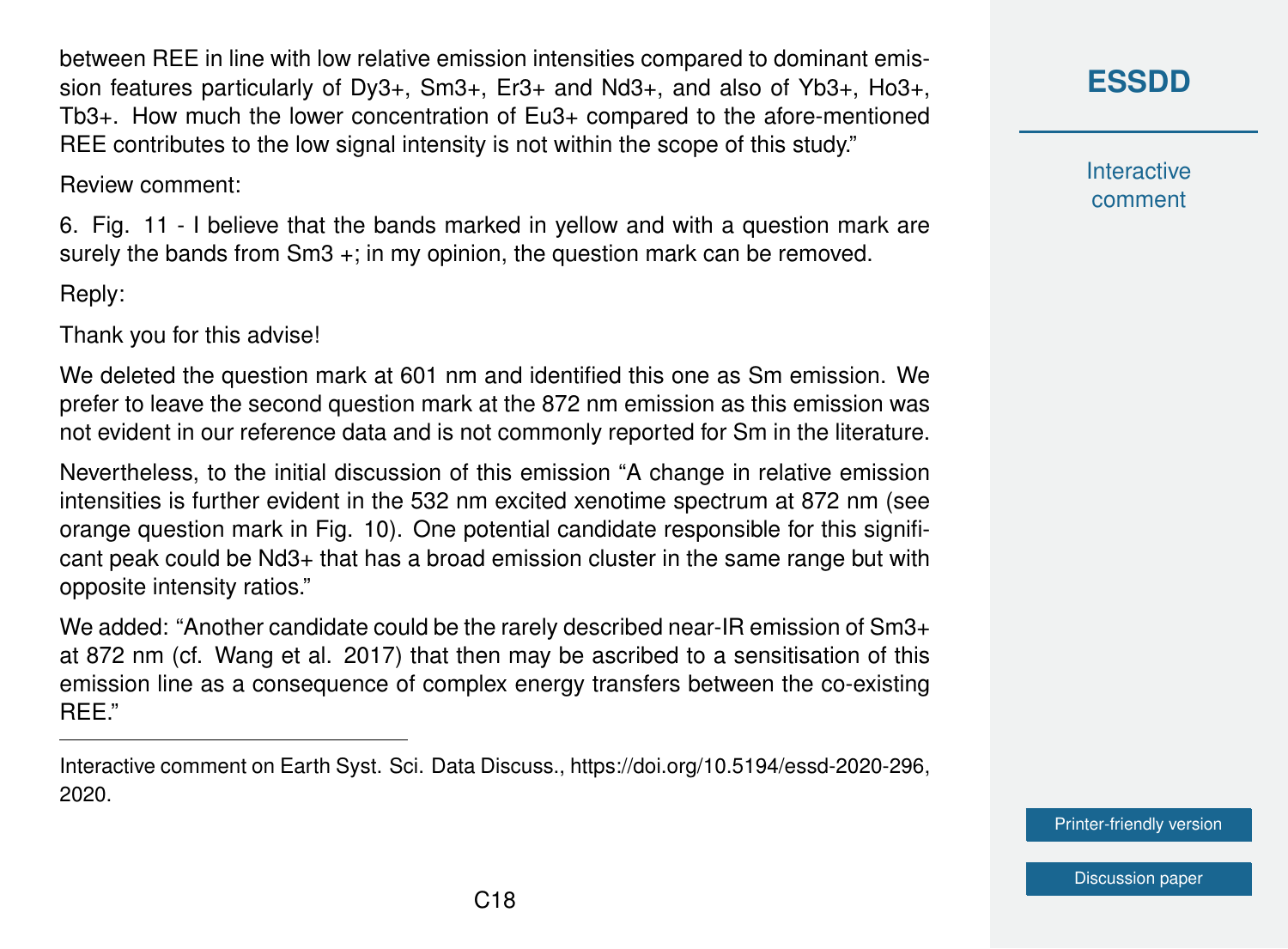between REE in line with low relative emission intensities compared to dominant emission features particularly of $Dy^{3+}$, $Sm^{3+}$, $Er^{3+}$ and $Nd^{3+}$, and also of $Yb^{3+}$, $Ho^{3+}$, $Tb^{3+}$. How much the lower concentration of $Eu^{3+}$ compared to the afore-mentioned REE contributes to the low signal intensity is not within the scope of this study."

Review comment:

6. Fig. 11 - I believe that the bands marked in yellow and with a question mark are surely the bands from Sm3 +; in my opinion, the question mark can be removed.

Reply:

Thank you for this advise!

We deleted the question mark at 601 nm and identified this one as Sm emission. We prefer to leave the second question mark at the 872 nm emission as this emission was not evident in our reference data and is not commonly reported for Sm in the literature.

Nevertheless, to the initial discussion of this emission "A change in relative emission intensities is further evident in the 532 nm excited xenotime spectrum at 872 nm (see orange question mark in Fig. 10). One potential candidate responsible for this significant peak could be $Nd^{3+}$ that has a broad emission cluster in the same range but with opposite intensity ratios."

We added: "Another candidate could be the rarely described near-IR emission of $Sm^{3+}$ at 872 nm (cf. Wang et al. 2017) that then may be ascribed to a sensitisation of this emission line as a consequence of complex energy transfers between the co-existing REE."

---

Interactive comment on Earth Syst. Sci. Data Discuss., https://doi.org/10.5194/essd-2020-296, 2020.